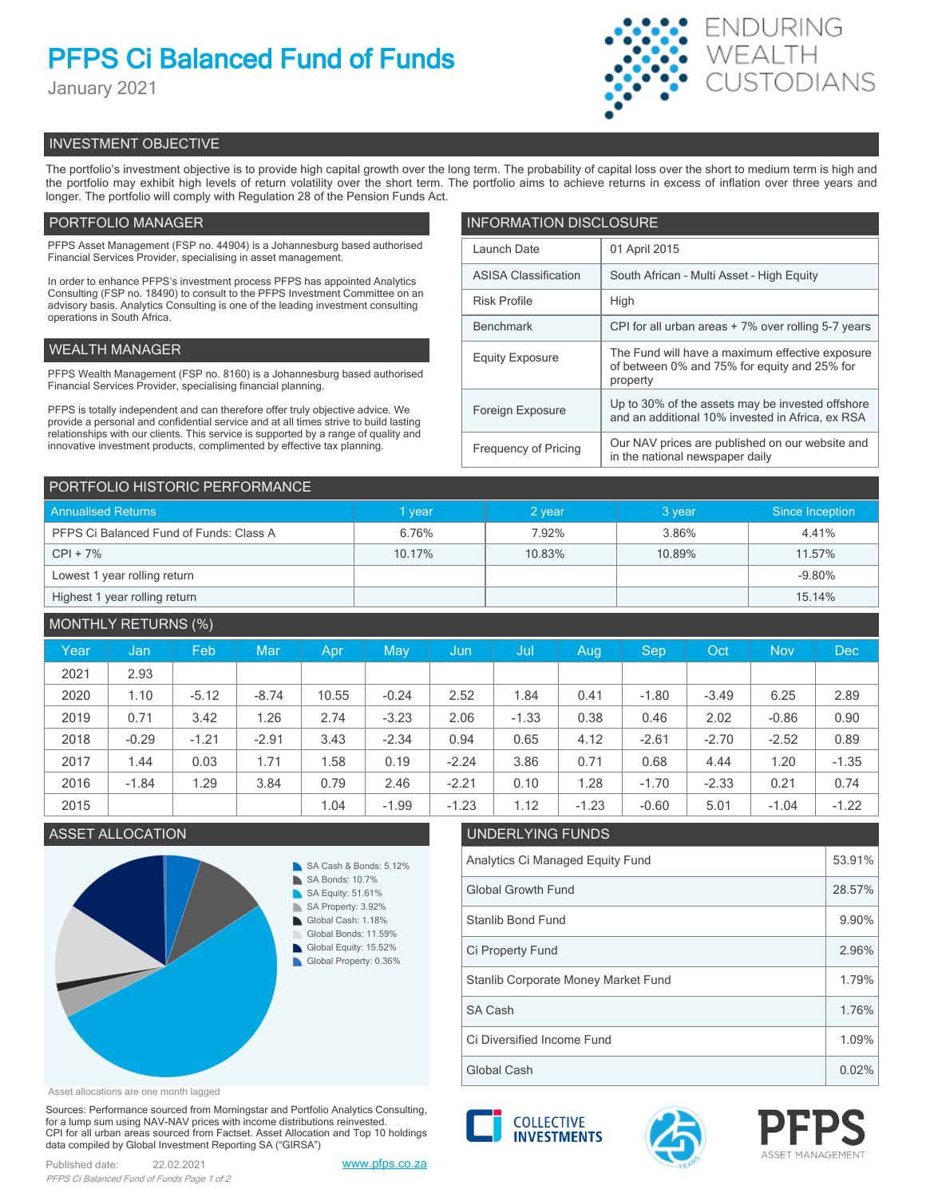# PFPS Ci Balanced Fund of Funds

January 2021

ENDURING WEALTH CUSTODIANS

## INVESTMENT OBJECTIVE

The portfolio's investment objective is to provide high capital growth over the long term. The probability of capital loss over the short to medium term is high and the portfolio may exhibit high levels of return volatility over the short term. The portfolio aims to achieve returns in excess of inflation over three years and longer. The portfolio will comply with Regulation 28 of the Pension Funds Act.

## PORTFOLIO MANAGER

PFPS Asset Management (FSP no. 44904) is a Johannesburg based authorised Financial Services Provider, specialising in asset management.

In order to enhance PFPS's investment process PFPS has appointed Analytics Consulting (FSP no. 18490) to consult to the PFPS Investment Committee on an advisory basis. Analytics Consulting is one of the leading investment consulting operations in South Africa.

## WEALTH MANAGER

PFPS Wealth Management (FSP no. 8160) is a Johannesburg based authorised Financial Services Provider, specialising financial planning.

PFPS is totally independent and can therefore offer truly objective advice. We provide a personal and confidential service and at all times strive to build lasting relationships with our clients. This service is supported by a range of quality and innovative investment products, complimented by effective tax planning.

## INFORMATION DISCLOSURE

| | |
|---|---|
| Launch Date | 01 April 2015 |
| ASISA Classification | South African - Multi Asset - High Equity |
| Risk Profile | High |
| Benchmark | CPI for all urban areas + 7% over rolling 5-7 years |
| Equity Exposure | The Fund will have a maximum effective exposure of between 0% and 75% for equity and 25% for property |
| Foreign Exposure | Up to 30% of the assets may be invested offshore and an additional 10% invested in Africa, ex RSA |
| Frequency of Pricing | Our NAV prices are published on our website and in the national newspaper daily |

## PORTFOLIO HISTORIC PERFORMANCE

| Annualised Returns | 1 year | 2 year | 3 year | Since Inception |
|---|---|---|---|---|
| PFPS Ci Balanced Fund of Funds: Class A | 6.76% | 7.92% | 3.86% | 4.41% |
| CPI + 7% | 10.17% | 10.83% | 10.89% | 11.57% |
| Lowest 1 year rolling return | | | | -9.80% |
| Highest 1 year rolling return | | | | 15.14% |

## MONTHLY RETURNS (%)

| Year | Jan | Feb | Mar | Apr | May | Jun | Jul | Aug | Sep | Oct | Nov | Dec |
|---|---|---|---|---|---|---|---|---|---|---|---|---|
| 2021 | 2.93 | | | | | | | | | | | |
| 2020 | 1.10 | -5.12 | -8.74 | 10.55 | -0.24 | 2.52 | 1.84 | 0.41 | -1.80 | -3.49 | 6.25 | 2.89 |
| 2019 | 0.71 | 3.42 | 1.26 | 2.74 | -3.23 | 2.06 | -1.33 | 0.38 | 0.46 | 2.02 | -0.86 | 0.90 |
| 2018 | -0.29 | -1.21 | -2.91 | 3.43 | -2.34 | 0.94 | 0.65 | 4.12 | -2.61 | -2.70 | -2.52 | 0.89 |
| 2017 | 1.44 | 0.03 | 1.71 | 1.58 | 0.19 | -2.24 | 3.86 | 0.71 | 0.68 | 4.44 | 1.20 | -1.35 |
| 2016 | -1.84 | 1.29 | 3.84 | 0.79 | 2.46 | -2.21 | 0.10 | 1.28 | -1.70 | -2.33 | 0.21 | 0.74 |
| 2015 | | | | 1.04 | -1.99 | -1.23 | 1.12 | -1.23 | -0.60 | 5.01 | -1.04 | -1.22 |

## ASSET ALLOCATION

- SA Cash & Bonds: 5.12%
- SA Bonds: 10.7%
- SA Equity: 51.61%
- SA Property: 3.92%
- Global Cash: 1.18%
- Global Bonds: 11.59%
- Global Equity: 15.52%
- Global Property: 0.36%

Asset allocations are one month lagged

## UNDERLYING FUNDS

| | |
|---|---|
| Analytics Ci Managed Equity Fund | 53.91% |
| Global Growth Fund | 28.57% |
| Stanlib Bond Fund | 9.90% |
| Ci Property Fund | 2.96% |
| Stanlib Corporate Money Market Fund | 1.79% |
| SA Cash | 1.76% |
| Ci Diversified Income Fund | 1.09% |
| Global Cash | 0.02% |

Sources: Performance sourced from Morningstar and Portfolio Analytics Consulting, for a lump sum using NAV-NAV prices with income distributions reinvested. CPI for all urban areas sourced from Factset. Asset Allocation and Top 10 holdings data compiled by Global Investment Reporting SA ("GIRSA")

Published date: 22.02.2021

www.pfps.co.za

COLLECTIVE INVESTMENTS

PFPS ASSET MANAGEMENT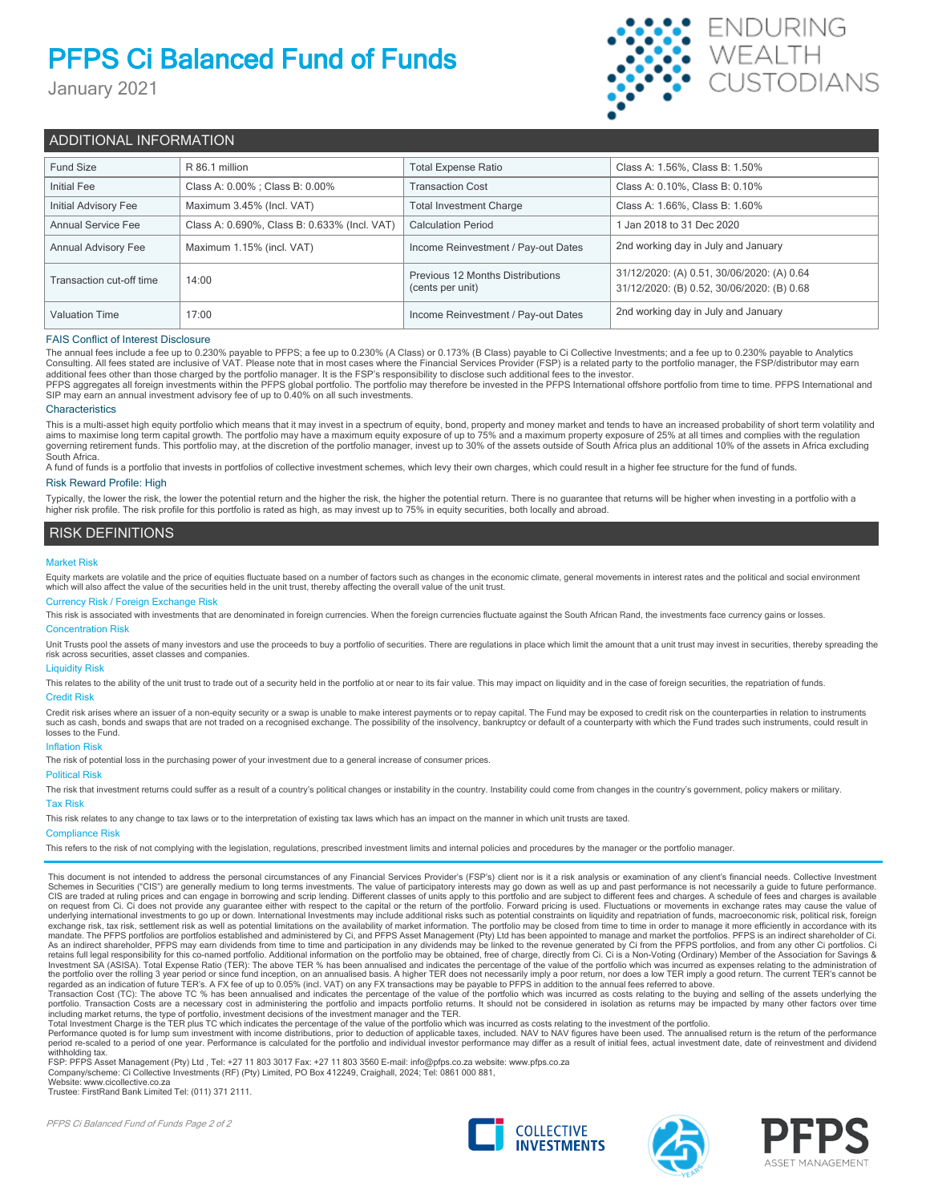# PFPS Ci Balanced Fund of Funds

January 2021

## ADDITIONAL INFORMATION

| | | | |
|---|---|---|---|
| Fund Size | R 86.1 million | Total Expense Ratio | Class A: 1.56%, Class B: 1.50% |
| Initial Fee | Class A: 0.00% ; Class B: 0.00% | Transaction Cost | Class A: 0.10%, Class B: 0.10% |
| Initial Advisory Fee | Maximum 3.45% (Incl. VAT) | Total Investment Charge | Class A: 1.66%, Class B: 1.60% |
| Annual Service Fee | Class A: 0.690%, Class B: 0.633% (Incl. VAT) | Calculation Period | 1 Jan 2018 to 31 Dec 2020 |
| Annual Advisory Fee | Maximum 1.15% (incl. VAT) | Income Reinvestment / Pay-out Dates | 2nd working day in July and January |
| Transaction cut-off time | 14:00 | Previous 12 Months Distributions (cents per unit) | 31/12/2020: (A) 0.51, 30/06/2020: (A) 0.64<br>31/12/2020: (B) 0.52, 30/06/2020: (B) 0.68 |
| Valuation Time | 17:00 | Income Reinvestment / Pay-out Dates | 2nd working day in July and January |

### FAIS Conflict of Interest Disclosure

The annual fees include a fee up to 0.230% payable to PFPS; a fee up to 0.230% (A Class) or 0.173% (B Class) payable to Ci Collective Investments; and a fee up to 0.230% payable to Analytics Consulting. All fees stated are inclusive of VAT. Please note that in most cases where the Financial Services Provider (FSP) is a related party to the portfolio manager, the FSP/distributor may earn additional fees other than those charged by the portfolio manager. It is the FSP's responsibility to disclose such additional fees to the investor.
PFPS aggregates all foreign investments within the PFPS global portfolio. The portfolio may therefore be invested in the PFPS International offshore portfolio from time to time. PFPS International and SIP may earn an annual investment advisory fee of up to 0.40% on all such investments.

### Characteristics

This is a multi-asset high equity portfolio which means that it may invest in a spectrum of equity, bond, property and money market and tends to have an increased probability of short term volatility and aims to maximise long term capital growth. The portfolio may have a maximum equity exposure of up to 75% and a maximum property exposure of 25% at all times and complies with the regulation governing retirement funds. This portfolio may, at the discretion of the portfolio manager, invest up to 30% of the assets outside of South Africa plus an additional 10% of the assets in Africa excluding South Africa.
A fund of funds is a portfolio that invests in portfolios of collective investment schemes, which levy their own charges, which could result in a higher fee structure for the fund of funds.

### Risk Reward Profile: High

Typically, the lower the risk, the lower the potential return and the higher the risk, the higher the potential return. There is no guarantee that returns will be higher when investing in a portfolio with a higher risk profile. The risk profile for this portfolio is rated as high, as may invest up to 75% in equity securities, both locally and abroad.

## RISK DEFINITIONS

### Market Risk

Equity markets are volatile and the price of equities fluctuate based on a number of factors such as changes in the economic climate, general movements in interest rates and the political and social environment which will also affect the value of the securities held in the unit trust, thereby affecting the overall value of the unit trust.

### Currency Risk / Foreign Exchange Risk

This risk is associated with investments that are denominated in foreign currencies. When the foreign currencies fluctuate against the South African Rand, the investments face currency gains or losses.

### Concentration Risk

Unit Trusts pool the assets of many investors and use the proceeds to buy a portfolio of securities. There are regulations in place which limit the amount that a unit trust may invest in securities, thereby spreading the risk across securities, asset classes and companies.

### Liquidity Risk

This relates to the ability of the unit trust to trade out of a security held in the portfolio at or near to its fair value. This may impact on liquidity and in the case of foreign securities, the repatriation of funds.

### Credit Risk

Credit risk arises where an issuer of a non-equity security or a swap is unable to make interest payments or to repay capital. The Fund may be exposed to credit risk on the counterparties in relation to instruments such as cash, bonds and swaps that are not traded on a recognised exchange. The possibility of the insolvency, bankruptcy or default of a counterparty with which the Fund trades such instruments, could result in losses to the Fund.

### Inflation Risk

The risk of potential loss in the purchasing power of your investment due to a general increase of consumer prices.

### Political Risk

The risk that investment returns could suffer as a result of a country's political changes or instability in the country. Instability could come from changes in the country's government, policy makers or military.

### Tax Risk

This risk relates to any change to tax laws or to the interpretation of existing tax laws which has an impact on the manner in which unit trusts are taxed.

### Compliance Risk

This refers to the risk of not complying with the legislation, regulations, prescribed investment limits and internal policies and procedures by the manager or the portfolio manager.

This document is not intended to address the personal circumstances of any Financial Services Provider's (FSP's) client nor is it a risk analysis or examination of any client's financial needs. Collective Investment Schemes in Securities ("CIS") are generally medium to long terms investments. The value of participatory interests may go down as well as up and past performance is not necessarily a guide to future performance. CIS are traded at ruling prices and can engage in borrowing and scrip lending. Different classes of units apply to this portfolio and are subject to different fees and charges. A schedule of fees and charges is available on request from Ci. Ci does not provide any guarantee either with respect to the capital or the return of the portfolio. Forward pricing is used. Fluctuations or movements in exchange rates may cause the value of underlying international investments to go up or down. International Investments may include additional risks such as potential constraints on liquidity and repatriation of funds, macroeconomic risk, political risk, foreign exchange risk, tax risk, settlement risk as well as potential limitations on the availability of market information. The portfolio may be closed from time to time in order to manage it more efficiently in accordance with its mandate. The PFPS portfolios are portfolios established and administered by Ci, and PFPS Asset Management (Pty) Ltd has been appointed to manage and market the portfolios. PFPS is an indirect shareholder of Ci. As an indirect shareholder, PFPS may earn dividends from time to time and participation in any dividends may be linked to the revenue generated by Ci from the PFPS portfolios, and from any other Ci portfolios. Ci retains full legal responsibility for this co-named portfolio. Additional information on the portfolio may be obtained, free of charge, directly from Ci. Ci is a Non-Voting (Ordinary) Member of the Association for Savings & Investment SA (ASISA). Total Expense Ratio (TER): The above TER % has been annualised and indicates the percentage of the value of the portfolio which was incurred as expenses relating to the administration of the portfolio over the rolling 3 year period or since fund inception, on an annualised basis. A higher TER does not necessarily imply a poor return, nor does a low TER imply a good return. The current TER's cannot be regarded as an indication of future TER's. A FX fee of up to 0.05% (incl. VAT) on any FX transactions may be payable to PFPS in addition to the annual fees referred to above.
Transaction Cost (TC): The above TC % has been annualised and indicates the percentage of the value of the portfolio which was incurred as costs relating to the buying and selling of the assets underlying the portfolio. Transaction Costs are a necessary cost in administering the portfolio and impacts portfolio returns. It should not be considered in isolation as returns may be impacted by many other factors over time including market returns, the type of portfolio, investment decisions of the investment manager and the TER.
Total Investment Charge is the TER plus TC which indicates the percentage of the value of the portfolio which was incurred as costs relating to the investment of the portfolio.
Performance quoted is for lump sum investment with income distributions, prior to deduction of applicable taxes, included. NAV to NAV figures have been used. The annualised return is the return of the performance period re-scaled to a period of one year. Performance is calculated for the portfolio and individual investor performance may differ as a result of initial fees, actual investment date, date of reinvestment and dividend withholding tax.
FSP: PFPS Asset Management (Pty) Ltd , Tel: +27 11 803 3017 Fax: +27 11 803 3560 E-mail: info@pfps.co.za website: www.pfps.co.za
Company/scheme: Ci Collective Investments (RF) (Pty) Limited, PO Box 412249, Craighall, 2024; Tel: 0861 000 881,
Website: www.cicollective.co.za
Trustee: FirstRand Bank Limited Tel: (011) 371 2111.